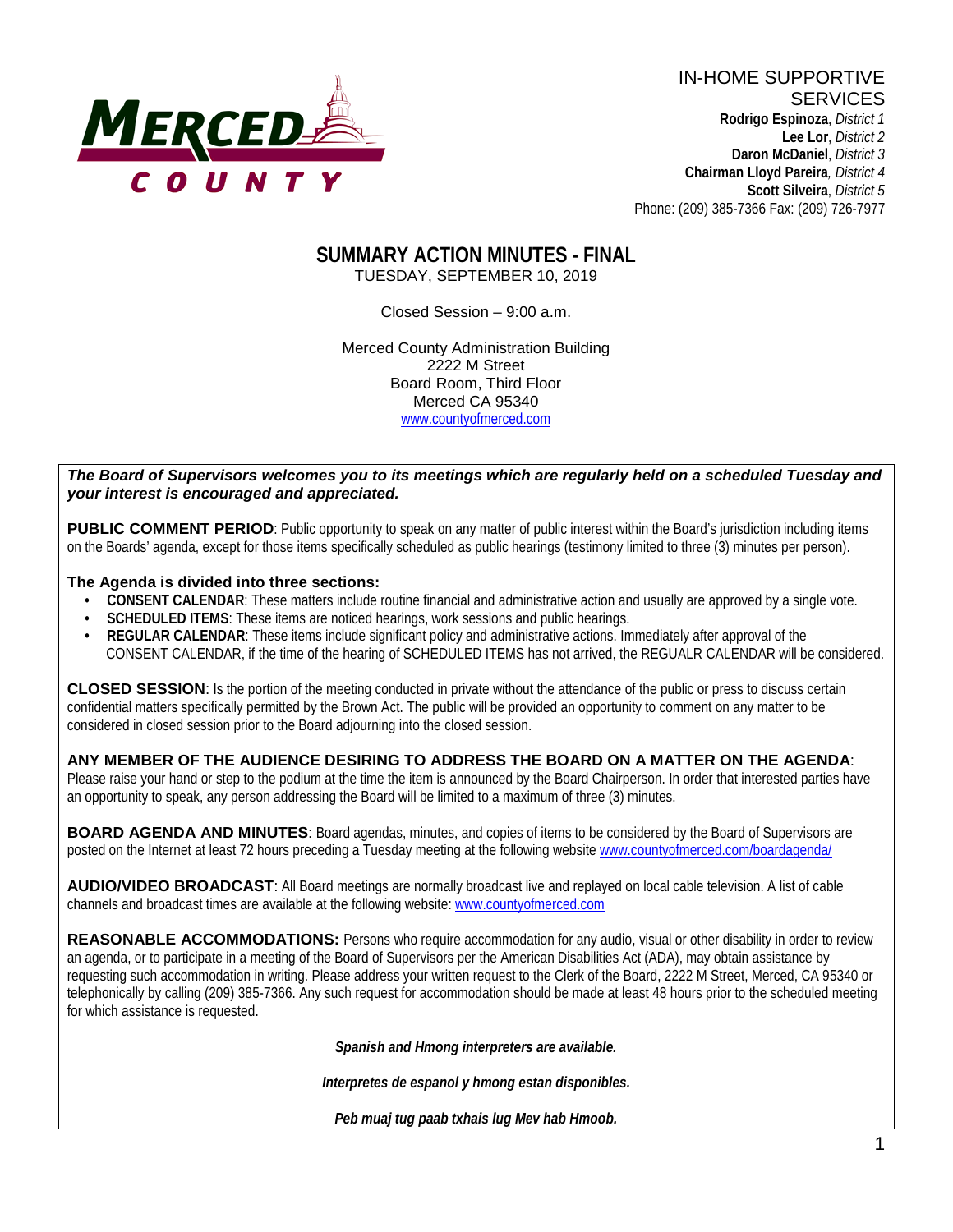MERCED COUNTY

IN-HOME SUPPORTIVE SERVICES

**Rodrigo Espinoza**, *District 1*
**Lee Lor**, *District 2*
**Daron McDaniel**, *District 3*
**Chairman Lloyd Pareira**, *District 4*
**Scott Silveira**, *District 5*
Phone: (209) 385-7366 Fax: (209) 726-7977

# SUMMARY ACTION MINUTES - FINAL

TUESDAY, SEPTEMBER 10, 2019

Closed Session – 9:00 a.m.

Merced County Administration Building
2222 M Street
Board Room, Third Floor
Merced CA 95340
www.countyofmerced.com

***The Board of Supervisors welcomes you to its meetings which are regularly held on a scheduled Tuesday and your interest is encouraged and appreciated.***

**PUBLIC COMMENT PERIOD**: Public opportunity to speak on any matter of public interest within the Board's jurisdiction including items on the Boards' agenda, except for those items specifically scheduled as public hearings (testimony limited to three (3) minutes per person).

**The Agenda is divided into three sections:**

- **CONSENT CALENDAR**: These matters include routine financial and administrative action and usually are approved by a single vote.
- **SCHEDULED ITEMS**: These items are noticed hearings, work sessions and public hearings.
- **REGULAR CALENDAR**: These items include significant policy and administrative actions. Immediately after approval of the CONSENT CALENDAR, if the time of the hearing of SCHEDULED ITEMS has not arrived, the REGUALR CALENDAR will be considered.

**CLOSED SESSION**: Is the portion of the meeting conducted in private without the attendance of the public or press to discuss certain confidential matters specifically permitted by the Brown Act. The public will be provided an opportunity to comment on any matter to be considered in closed session prior to the Board adjourning into the closed session.

**ANY MEMBER OF THE AUDIENCE DESIRING TO ADDRESS THE BOARD ON A MATTER ON THE AGENDA**: Please raise your hand or step to the podium at the time the item is announced by the Board Chairperson. In order that interested parties have an opportunity to speak, any person addressing the Board will be limited to a maximum of three (3) minutes.

**BOARD AGENDA AND MINUTES**: Board agendas, minutes, and copies of items to be considered by the Board of Supervisors are posted on the Internet at least 72 hours preceding a Tuesday meeting at the following website www.countyofmerced.com/boardagenda/

**AUDIO/VIDEO BROADCAST**: All Board meetings are normally broadcast live and replayed on local cable television. A list of cable channels and broadcast times are available at the following website: www.countyofmerced.com

**REASONABLE ACCOMMODATIONS:** Persons who require accommodation for any audio, visual or other disability in order to review an agenda, or to participate in a meeting of the Board of Supervisors per the American Disabilities Act (ADA), may obtain assistance by requesting such accommodation in writing. Please address your written request to the Clerk of the Board, 2222 M Street, Merced, CA 95340 or telephonically by calling (209) 385-7366. Any such request for accommodation should be made at least 48 hours prior to the scheduled meeting for which assistance is requested.

***Spanish and Hmong interpreters are available.***

***Interpretes de espanol y hmong estan disponibles.***

***Peb muaj tug paab txhais lug Mev hab Hmoob.***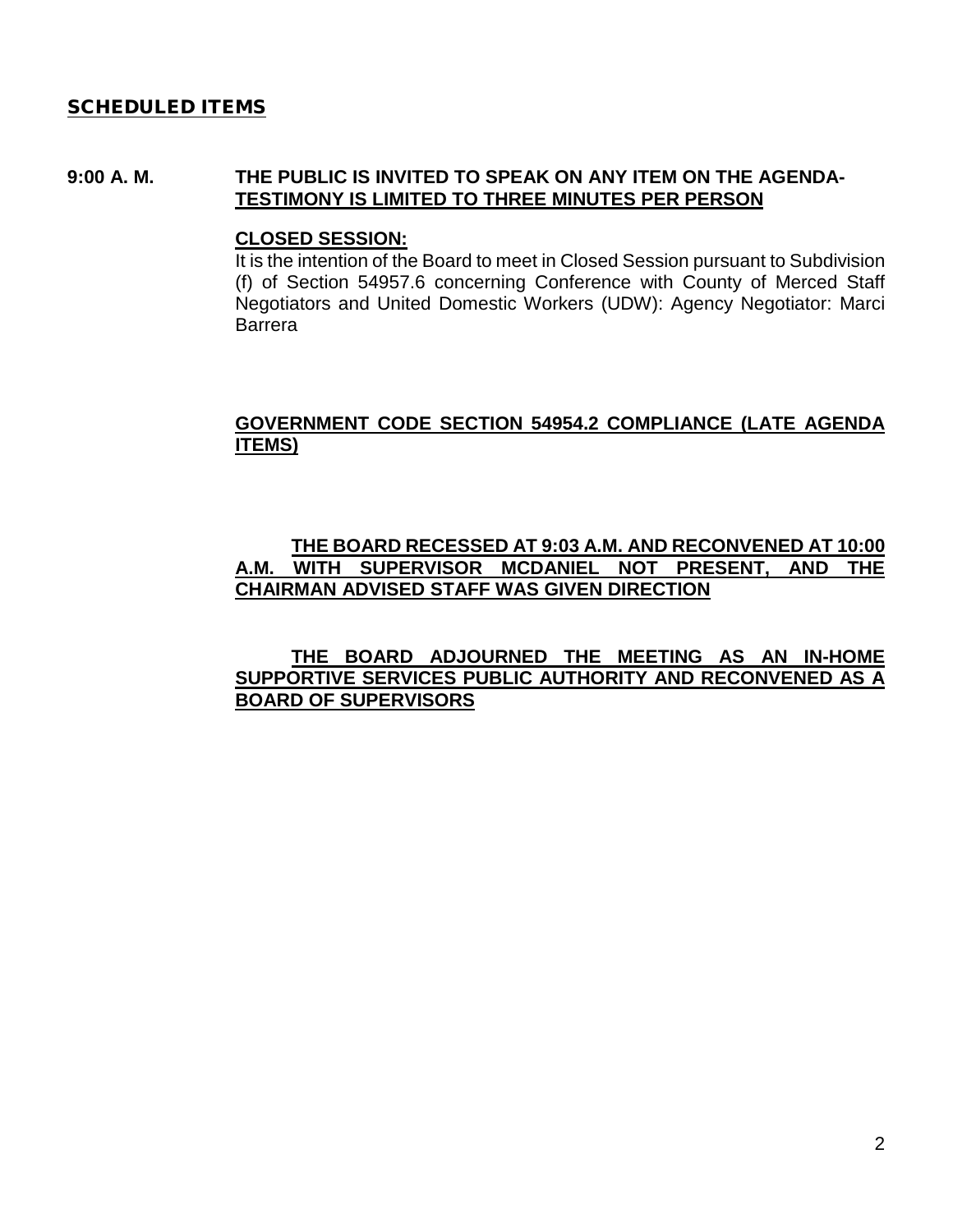## SCHEDULED ITEMS

**9:00 A. M.** **THE PUBLIC IS INVITED TO SPEAK ON ANY ITEM ON THE AGENDA- TESTIMONY IS LIMITED TO THREE MINUTES PER PERSON**

**CLOSED SESSION:**

It is the intention of the Board to meet in Closed Session pursuant to Subdivision (f) of Section 54957.6 concerning Conference with County of Merced Staff Negotiators and United Domestic Workers (UDW): Agency Negotiator: Marci Barrera

**GOVERNMENT CODE SECTION 54954.2 COMPLIANCE (LATE AGENDA ITEMS)**

**THE BOARD RECESSED AT 9:03 A.M. AND RECONVENED AT 10:00 A.M. WITH SUPERVISOR MCDANIEL NOT PRESENT, AND THE CHAIRMAN ADVISED STAFF WAS GIVEN DIRECTION**

**THE BOARD ADJOURNED THE MEETING AS AN IN-HOME SUPPORTIVE SERVICES PUBLIC AUTHORITY AND RECONVENED AS A BOARD OF SUPERVISORS**